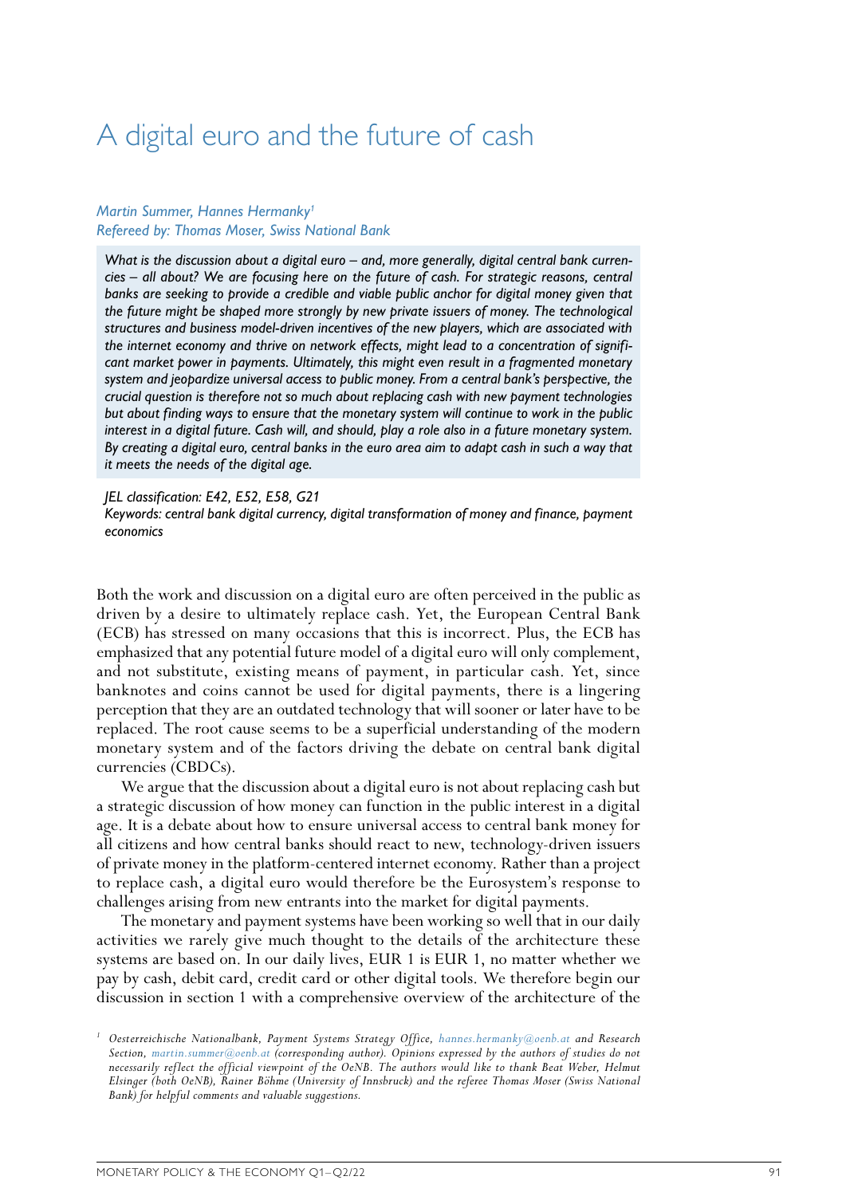# A digital euro and the future of cash

*Martin Summer, Hannes Hermanky*[1]
*Refereed by: Thomas Moser, Swiss National Bank*

*What is the discussion about a digital euro – and, more generally, digital central bank currencies – all about? We are focusing here on the future of cash. For strategic reasons, central banks are seeking to provide a credible and viable public anchor for digital money given that the future might be shaped more strongly by new private issuers of money. The technological structures and business model-driven incentives of the new players, which are associated with the internet economy and thrive on network effects, might lead to a concentration of significant market power in payments. Ultimately, this might even result in a fragmented monetary system and jeopardize universal access to public money. From a central bank's perspective, the crucial question is therefore not so much about replacing cash with new payment technologies but about finding ways to ensure that the monetary system will continue to work in the public interest in a digital future. Cash will, and should, play a role also in a future monetary system. By creating a digital euro, central banks in the euro area aim to adapt cash in such a way that it meets the needs of the digital age.*

*JEL classification: E42, E52, E58, G21*
*Keywords: central bank digital currency, digital transformation of money and finance, payment economics*

Both the work and discussion on a digital euro are often perceived in the public as driven by a desire to ultimately replace cash. Yet, the European Central Bank (ECB) has stressed on many occasions that this is incorrect. Plus, the ECB has emphasized that any potential future model of a digital euro will only complement, and not substitute, existing means of payment, in particular cash. Yet, since banknotes and coins cannot be used for digital payments, there is a lingering perception that they are an outdated technology that will sooner or later have to be replaced. The root cause seems to be a superficial understanding of the modern monetary system and of the factors driving the debate on central bank digital currencies (CBDCs).

We argue that the discussion about a digital euro is not about replacing cash but a strategic discussion of how money can function in the public interest in a digital age. It is a debate about how to ensure universal access to central bank money for all citizens and how central banks should react to new, technology-driven issuers of private money in the platform-centered internet economy. Rather than a project to replace cash, a digital euro would therefore be the Eurosystem's response to challenges arising from new entrants into the market for digital payments.

The monetary and payment systems have been working so well that in our daily activities we rarely give much thought to the details of the architecture these systems are based on. In our daily lives, EUR 1 is EUR 1, no matter whether we pay by cash, debit card, credit card or other digital tools. We therefore begin our discussion in section 1 with a comprehensive overview of the architecture of the

[1] *Oesterreichische Nationalbank, Payment Systems Strategy Office, hannes.hermanky@oenb.at and Research Section, martin.summer@oenb.at (corresponding author). Opinions expressed by the authors of studies do not necessarily reflect the official viewpoint of the OeNB. The authors would like to thank Beat Weber, Helmut Elsinger (both OeNB), Rainer Böhme (University of Innsbruck) and the referee Thomas Moser (Swiss National Bank) for helpful comments and valuable suggestions.*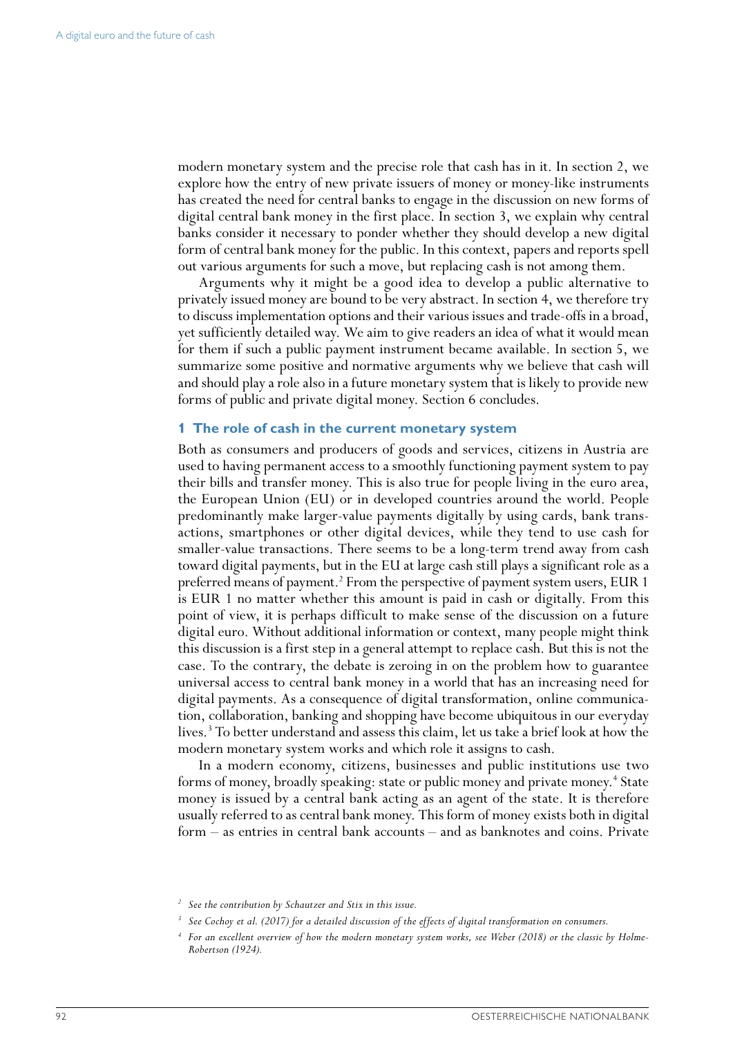modern monetary system and the precise role that cash has in it. In section 2, we explore how the entry of new private issuers of money or money-like instruments has created the need for central banks to engage in the discussion on new forms of digital central bank money in the first place. In section 3, we explain why central banks consider it necessary to ponder whether they should develop a new digital form of central bank money for the public. In this context, papers and reports spell out various arguments for such a move, but replacing cash is not among them.

Arguments why it might be a good idea to develop a public alternative to privately issued money are bound to be very abstract. In section 4, we therefore try to discuss implementation options and their various issues and trade-offs in a broad, yet sufficiently detailed way. We aim to give readers an idea of what it would mean for them if such a public payment instrument became available. In section 5, we summarize some positive and normative arguments why we believe that cash will and should play a role also in a future monetary system that is likely to provide new forms of public and private digital money. Section 6 concludes.

## 1 The role of cash in the current monetary system

Both as consumers and producers of goods and services, citizens in Austria are used to having permanent access to a smoothly functioning payment system to pay their bills and transfer money. This is also true for people living in the euro area, the European Union (EU) or in developed countries around the world. People predominantly make larger-value payments digitally by using cards, bank transactions, smartphones or other digital devices, while they tend to use cash for smaller-value transactions. There seems to be a long-term trend away from cash toward digital payments, but in the EU at large cash still plays a significant role as a preferred means of payment.[2] From the perspective of payment system users, EUR 1 is EUR 1 no matter whether this amount is paid in cash or digitally. From this point of view, it is perhaps difficult to make sense of the discussion on a future digital euro. Without additional information or context, many people might think this discussion is a first step in a general attempt to replace cash. But this is not the case. To the contrary, the debate is zeroing in on the problem how to guarantee universal access to central bank money in a world that has an increasing need for digital payments. As a consequence of digital transformation, online communication, collaboration, banking and shopping have become ubiquitous in our everyday lives.[3] To better understand and assess this claim, let us take a brief look at how the modern monetary system works and which role it assigns to cash.

In a modern economy, citizens, businesses and public institutions use two forms of money, broadly speaking: state or public money and private money.[4] State money is issued by a central bank acting as an agent of the state. It is therefore usually referred to as central bank money. This form of money exists both in digital form – as entries in central bank accounts – and as banknotes and coins. Private

[2] *See the contribution by Schautzer and Stix in this issue.*

[3] *See Cochoy et al. (2017) for a detailed discussion of the effects of digital transformation on consumers.*

[4] *For an excellent overview of how the modern monetary system works, see Weber (2018) or the classic by Holme-Robertson (1924).*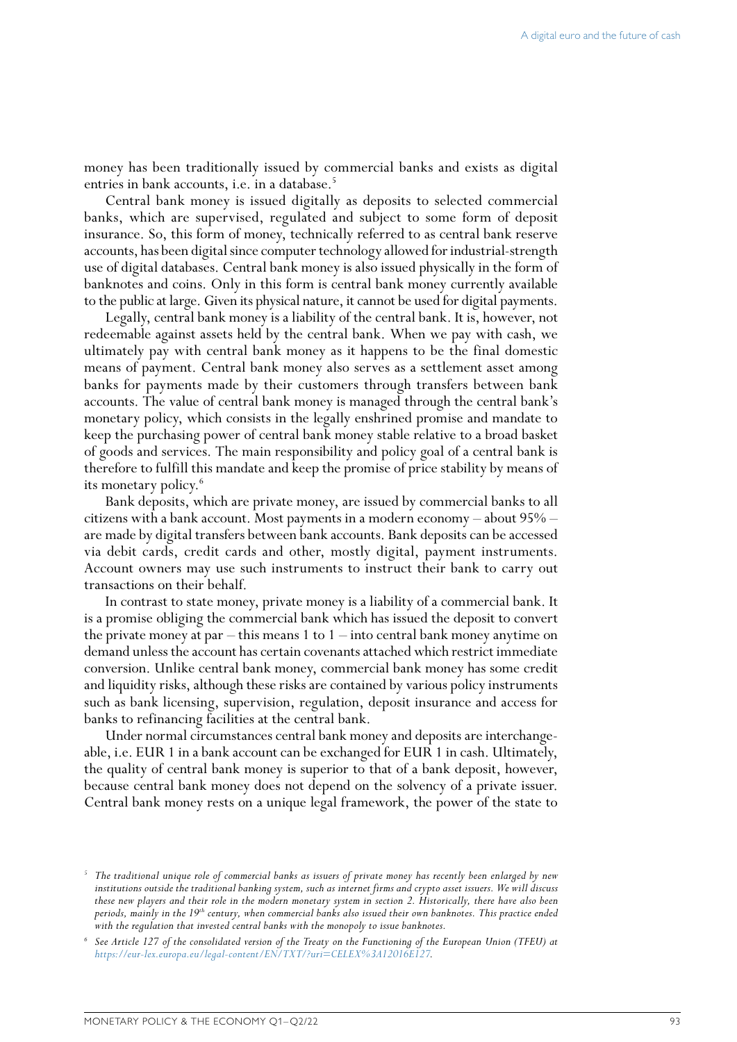money has been traditionally issued by commercial banks and exists as digital entries in bank accounts, i.e. in a database.[5]

Central bank money is issued digitally as deposits to selected commercial banks, which are supervised, regulated and subject to some form of deposit insurance. So, this form of money, technically referred to as central bank reserve accounts, has been digital since computer technology allowed for industrial-strength use of digital databases. Central bank money is also issued physically in the form of banknotes and coins. Only in this form is central bank money currently available to the public at large. Given its physical nature, it cannot be used for digital payments.

Legally, central bank money is a liability of the central bank. It is, however, not redeemable against assets held by the central bank. When we pay with cash, we ultimately pay with central bank money as it happens to be the final domestic means of payment. Central bank money also serves as a settlement asset among banks for payments made by their customers through transfers between bank accounts. The value of central bank money is managed through the central bank's monetary policy, which consists in the legally enshrined promise and mandate to keep the purchasing power of central bank money stable relative to a broad basket of goods and services. The main responsibility and policy goal of a central bank is therefore to fulfill this mandate and keep the promise of price stability by means of its monetary policy.[6]

Bank deposits, which are private money, are issued by commercial banks to all citizens with a bank account. Most payments in a modern economy – about 95% – are made by digital transfers between bank accounts. Bank deposits can be accessed via debit cards, credit cards and other, mostly digital, payment instruments. Account owners may use such instruments to instruct their bank to carry out transactions on their behalf.

In contrast to state money, private money is a liability of a commercial bank. It is a promise obliging the commercial bank which has issued the deposit to convert the private money at par – this means 1 to 1 – into central bank money anytime on demand unless the account has certain covenants attached which restrict immediate conversion. Unlike central bank money, commercial bank money has some credit and liquidity risks, although these risks are contained by various policy instruments such as bank licensing, supervision, regulation, deposit insurance and access for banks to refinancing facilities at the central bank.

Under normal circumstances central bank money and deposits are interchangeable, i.e. EUR 1 in a bank account can be exchanged for EUR 1 in cash. Ultimately, the quality of central bank money is superior to that of a bank deposit, however, because central bank money does not depend on the solvency of a private issuer. Central bank money rests on a unique legal framework, the power of the state to

[5] *The traditional unique role of commercial banks as issuers of private money has recently been enlarged by new institutions outside the traditional banking system, such as internet firms and crypto asset issuers. We will discuss these new players and their role in the modern monetary system in section 2. Historically, there have also been periods, mainly in the 19th century, when commercial banks also issued their own banknotes. This practice ended with the regulation that invested central banks with the monopoly to issue banknotes.*

[6] *See Article 127 of the consolidated version of the Treaty on the Functioning of the European Union (TFEU) at https://eur-lex.europa.eu/legal-content/EN/TXT/?uri=CELEX%3A12016E127.*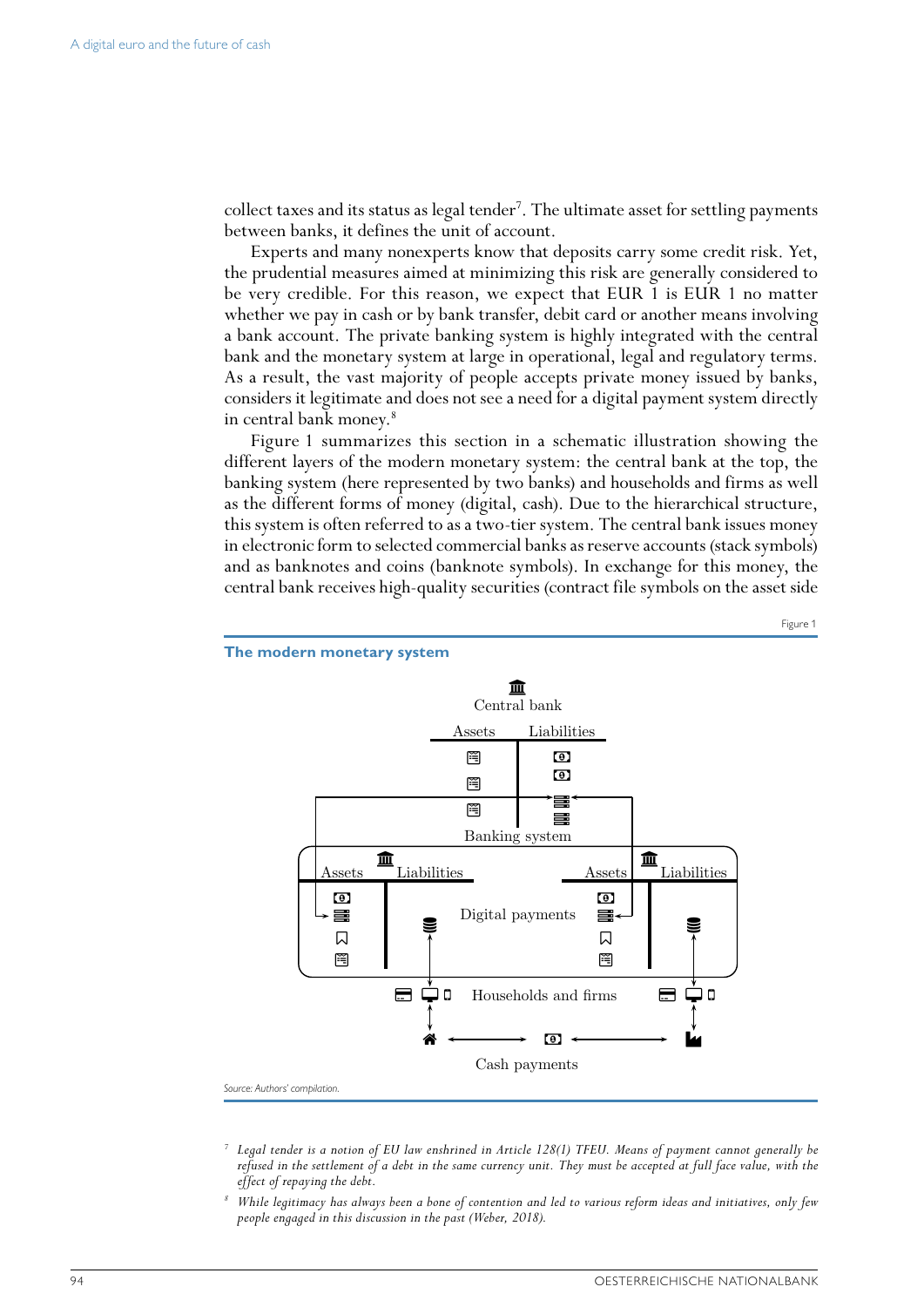collect taxes and its status as legal tender[7]. The ultimate asset for settling payments between banks, it defines the unit of account.

Experts and many nonexperts know that deposits carry some credit risk. Yet, the prudential measures aimed at minimizing this risk are generally considered to be very credible. For this reason, we expect that EUR 1 is EUR 1 no matter whether we pay in cash or by bank transfer, debit card or another means involving a bank account. The private banking system is highly integrated with the central bank and the monetary system at large in operational, legal and regulatory terms. As a result, the vast majority of people accepts private money issued by banks, considers it legitimate and does not see a need for a digital payment system directly in central bank money.[8]

Figure 1 summarizes this section in a schematic illustration showing the different layers of the modern monetary system: the central bank at the top, the banking system (here represented by two banks) and households and firms as well as the different forms of money (digital, cash). Due to the hierarchical structure, this system is often referred to as a two-tier system. The central bank issues money in electronic form to selected commercial banks as reserve accounts (stack symbols) and as banknotes and coins (banknote symbols). In exchange for this money, the central bank receives high-quality securities (contract file symbols on the asset side

Figure 1

**The modern monetary system**

Central bank

Assets

Liabilities

Banking system

Assets

Liabilities

Assets

Liabilities

Digital payments

Households and firms

Cash payments

*Source: Authors' compilation.*

[7] *Legal tender is a notion of EU law enshrined in Article 128(1) TFEU. Means of payment cannot generally be refused in the settlement of a debt in the same currency unit. They must be accepted at full face value, with the effect of repaying the debt.*

[8] *While legitimacy has always been a bone of contention and led to various reform ideas and initiatives, only few people engaged in this discussion in the past (Weber, 2018).*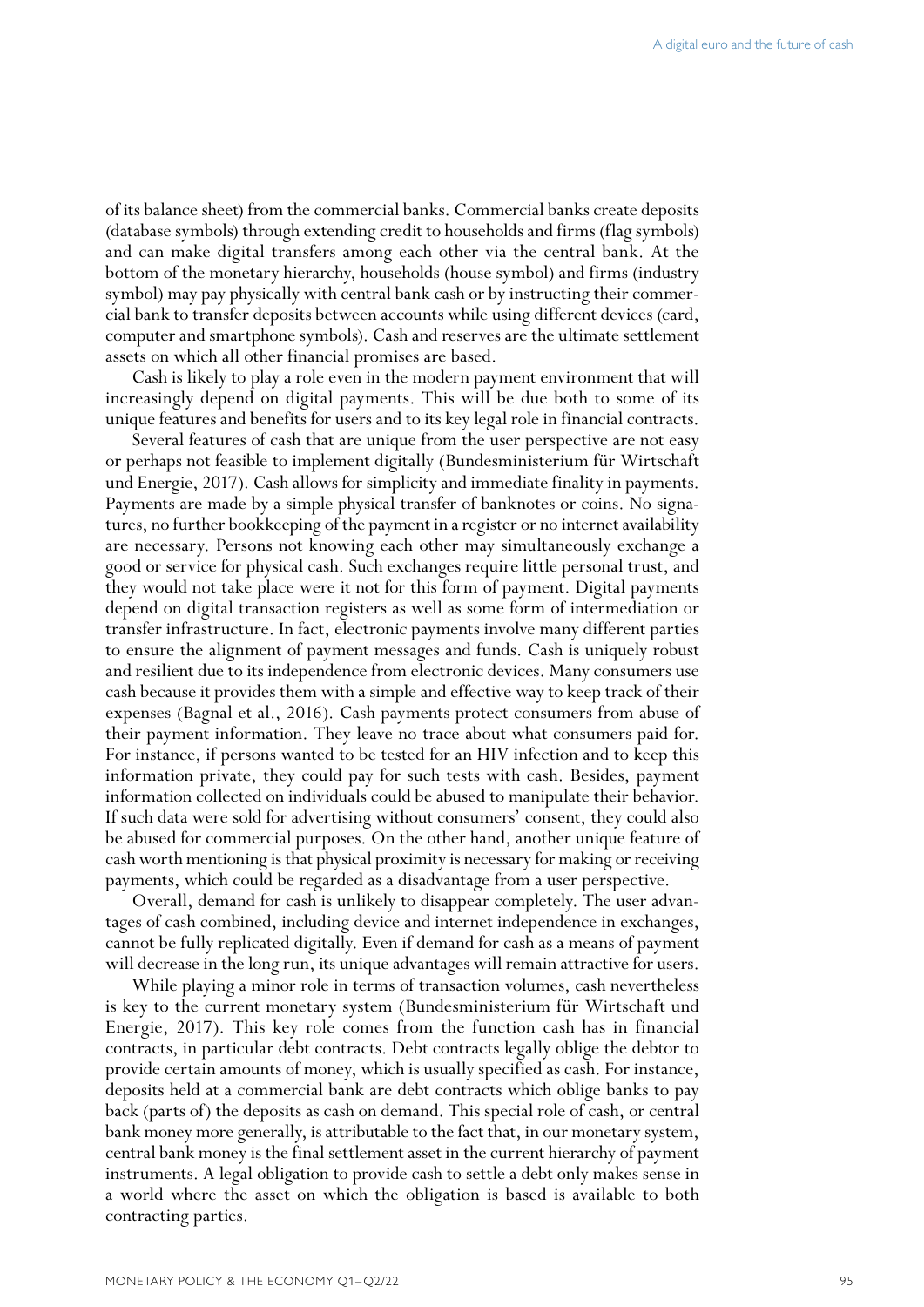of its balance sheet) from the commercial banks. Commercial banks create deposits (database symbols) through extending credit to households and firms (flag symbols) and can make digital transfers among each other via the central bank. At the bottom of the monetary hierarchy, households (house symbol) and firms (industry symbol) may pay physically with central bank cash or by instructing their commercial bank to transfer deposits between accounts while using different devices (card, computer and smartphone symbols). Cash and reserves are the ultimate settlement assets on which all other financial promises are based.

Cash is likely to play a role even in the modern payment environment that will increasingly depend on digital payments. This will be due both to some of its unique features and benefits for users and to its key legal role in financial contracts.

Several features of cash that are unique from the user perspective are not easy or perhaps not feasible to implement digitally (Bundesministerium für Wirtschaft und Energie, 2017). Cash allows for simplicity and immediate finality in payments. Payments are made by a simple physical transfer of banknotes or coins. No signatures, no further bookkeeping of the payment in a register or no internet availability are necessary. Persons not knowing each other may simultaneously exchange a good or service for physical cash. Such exchanges require little personal trust, and they would not take place were it not for this form of payment. Digital payments depend on digital transaction registers as well as some form of intermediation or transfer infrastructure. In fact, electronic payments involve many different parties to ensure the alignment of payment messages and funds. Cash is uniquely robust and resilient due to its independence from electronic devices. Many consumers use cash because it provides them with a simple and effective way to keep track of their expenses (Bagnal et al., 2016). Cash payments protect consumers from abuse of their payment information. They leave no trace about what consumers paid for. For instance, if persons wanted to be tested for an HIV infection and to keep this information private, they could pay for such tests with cash. Besides, payment information collected on individuals could be abused to manipulate their behavior. If such data were sold for advertising without consumers' consent, they could also be abused for commercial purposes. On the other hand, another unique feature of cash worth mentioning is that physical proximity is necessary for making or receiving payments, which could be regarded as a disadvantage from a user perspective.

Overall, demand for cash is unlikely to disappear completely. The user advantages of cash combined, including device and internet independence in exchanges, cannot be fully replicated digitally. Even if demand for cash as a means of payment will decrease in the long run, its unique advantages will remain attractive for users.

While playing a minor role in terms of transaction volumes, cash nevertheless is key to the current monetary system (Bundesministerium für Wirtschaft und Energie, 2017). This key role comes from the function cash has in financial contracts, in particular debt contracts. Debt contracts legally oblige the debtor to provide certain amounts of money, which is usually specified as cash. For instance, deposits held at a commercial bank are debt contracts which oblige banks to pay back (parts of) the deposits as cash on demand. This special role of cash, or central bank money more generally, is attributable to the fact that, in our monetary system, central bank money is the final settlement asset in the current hierarchy of payment instruments. A legal obligation to provide cash to settle a debt only makes sense in a world where the asset on which the obligation is based is available to both contracting parties.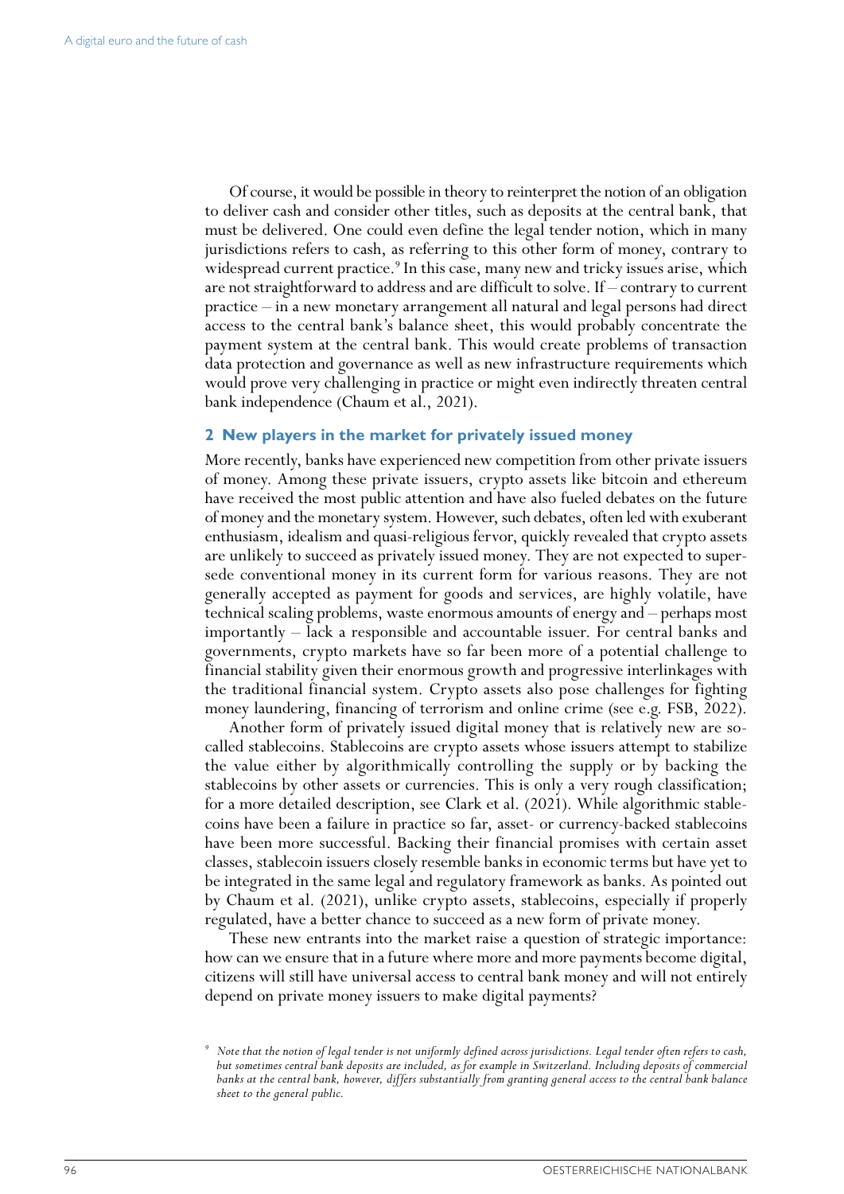Of course, it would be possible in theory to reinterpret the notion of an obligation to deliver cash and consider other titles, such as deposits at the central bank, that must be delivered. One could even define the legal tender notion, which in many jurisdictions refers to cash, as referring to this other form of money, contrary to widespread current practice.[9] In this case, many new and tricky issues arise, which are not straightforward to address and are difficult to solve. If – contrary to current practice – in a new monetary arrangement all natural and legal persons had direct access to the central bank's balance sheet, this would probably concentrate the payment system at the central bank. This would create problems of transaction data protection and governance as well as new infrastructure requirements which would prove very challenging in practice or might even indirectly threaten central bank independence (Chaum et al., 2021).

## 2 New players in the market for privately issued money

More recently, banks have experienced new competition from other private issuers of money. Among these private issuers, crypto assets like bitcoin and ethereum have received the most public attention and have also fueled debates on the future of money and the monetary system. However, such debates, often led with exuberant enthusiasm, idealism and quasi-religious fervor, quickly revealed that crypto assets are unlikely to succeed as privately issued money. They are not expected to supersede conventional money in its current form for various reasons. They are not generally accepted as payment for goods and services, are highly volatile, have technical scaling problems, waste enormous amounts of energy and – perhaps most importantly – lack a responsible and accountable issuer. For central banks and governments, crypto markets have so far been more of a potential challenge to financial stability given their enormous growth and progressive interlinkages with the traditional financial system. Crypto assets also pose challenges for fighting money laundering, financing of terrorism and online crime (see e.g. FSB, 2022).

Another form of privately issued digital money that is relatively new are so-called stablecoins. Stablecoins are crypto assets whose issuers attempt to stabilize the value either by algorithmically controlling the supply or by backing the stablecoins by other assets or currencies. This is only a very rough classification; for a more detailed description, see Clark et al. (2021). While algorithmic stablecoins have been a failure in practice so far, asset- or currency-backed stablecoins have been more successful. Backing their financial promises with certain asset classes, stablecoin issuers closely resemble banks in economic terms but have yet to be integrated in the same legal and regulatory framework as banks. As pointed out by Chaum et al. (2021), unlike crypto assets, stablecoins, especially if properly regulated, have a better chance to succeed as a new form of private money.

These new entrants into the market raise a question of strategic importance: how can we ensure that in a future where more and more payments become digital, citizens will still have universal access to central bank money and will not entirely depend on private money issuers to make digital payments?

[9] *Note that the notion of legal tender is not uniformly defined across jurisdictions. Legal tender often refers to cash, but sometimes central bank deposits are included, as for example in Switzerland. Including deposits of commercial banks at the central bank, however, differs substantially from granting general access to the central bank balance sheet to the general public.*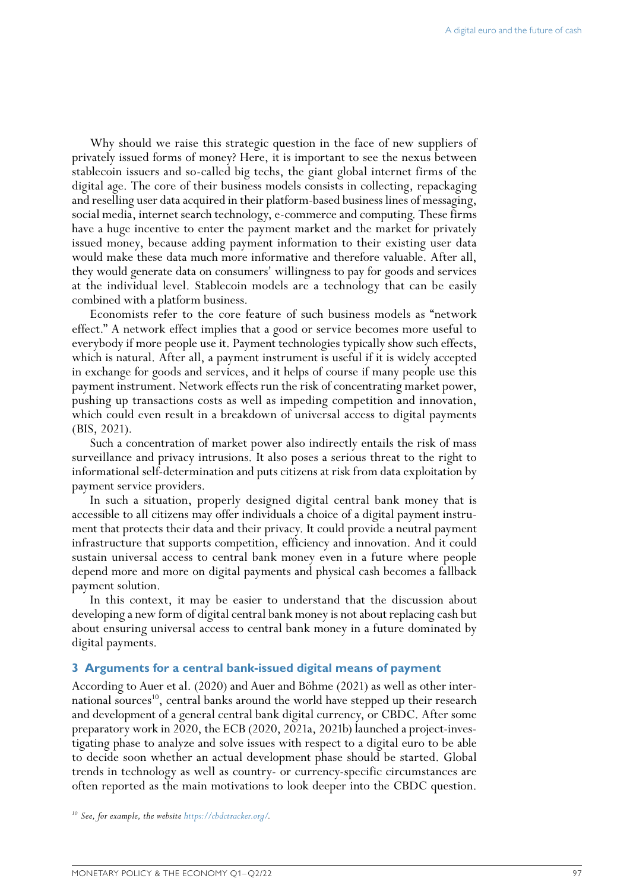Why should we raise this strategic question in the face of new suppliers of privately issued forms of money? Here, it is important to see the nexus between stablecoin issuers and so-called big techs, the giant global internet firms of the digital age. The core of their business models consists in collecting, repackaging and reselling user data acquired in their platform-based business lines of messaging, social media, internet search technology, e-commerce and computing. These firms have a huge incentive to enter the payment market and the market for privately issued money, because adding payment information to their existing user data would make these data much more informative and therefore valuable. After all, they would generate data on consumers' willingness to pay for goods and services at the individual level. Stablecoin models are a technology that can be easily combined with a platform business.

Economists refer to the core feature of such business models as "network effect." A network effect implies that a good or service becomes more useful to everybody if more people use it. Payment technologies typically show such effects, which is natural. After all, a payment instrument is useful if it is widely accepted in exchange for goods and services, and it helps of course if many people use this payment instrument. Network effects run the risk of concentrating market power, pushing up transactions costs as well as impeding competition and innovation, which could even result in a breakdown of universal access to digital payments (BIS, 2021).

Such a concentration of market power also indirectly entails the risk of mass surveillance and privacy intrusions. It also poses a serious threat to the right to informational self-determination and puts citizens at risk from data exploitation by payment service providers.

In such a situation, properly designed digital central bank money that is accessible to all citizens may offer individuals a choice of a digital payment instrument that protects their data and their privacy. It could provide a neutral payment infrastructure that supports competition, efficiency and innovation. And it could sustain universal access to central bank money even in a future where people depend more and more on digital payments and physical cash becomes a fallback payment solution.

In this context, it may be easier to understand that the discussion about developing a new form of digital central bank money is not about replacing cash but about ensuring universal access to central bank money in a future dominated by digital payments.

## 3 Arguments for a central bank-issued digital means of payment

According to Auer et al. (2020) and Auer and Böhme (2021) as well as other international sources[10], central banks around the world have stepped up their research and development of a general central bank digital currency, or CBDC. After some preparatory work in 2020, the ECB (2020, 2021a, 2021b) launched a project-investigating phase to analyze and solve issues with respect to a digital euro to be able to decide soon whether an actual development phase should be started. Global trends in technology as well as country- or currency-specific circumstances are often reported as the main motivations to look deeper into the CBDC question.

[10] *See, for example, the website https://cbdctracker.org/.*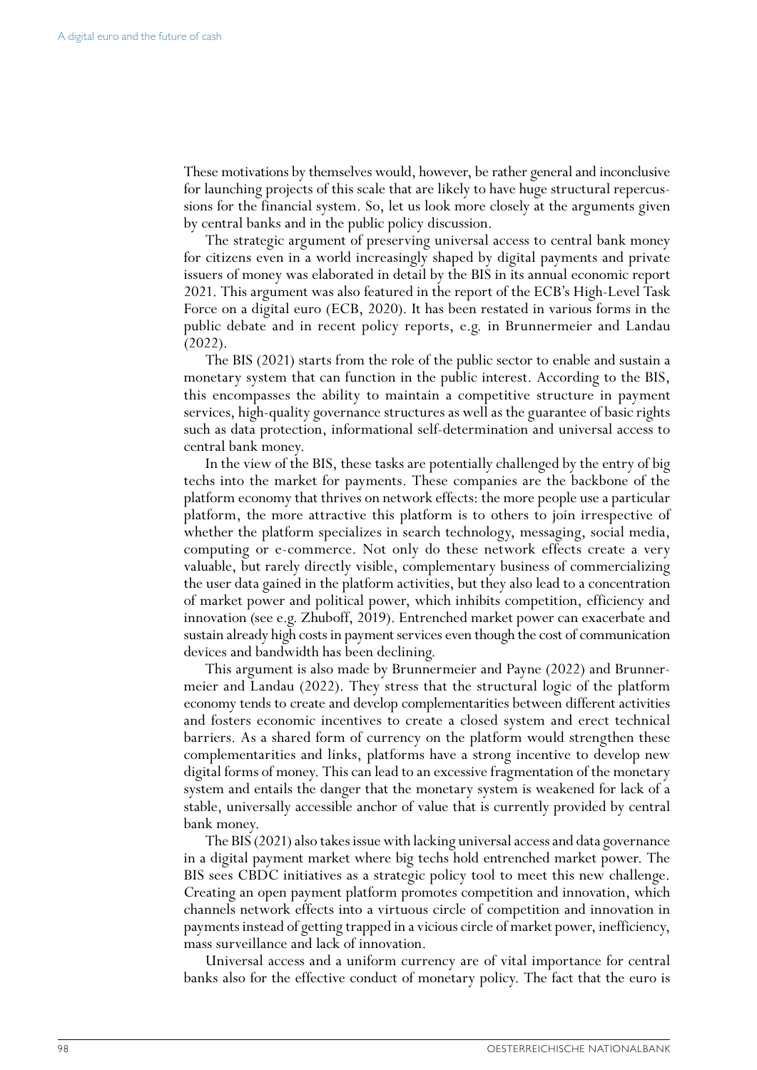These motivations by themselves would, however, be rather general and inconclusive for launching projects of this scale that are likely to have huge structural repercussions for the financial system. So, let us look more closely at the arguments given by central banks and in the public policy discussion.

The strategic argument of preserving universal access to central bank money for citizens even in a world increasingly shaped by digital payments and private issuers of money was elaborated in detail by the BIS in its annual economic report 2021. This argument was also featured in the report of the ECB's High-Level Task Force on a digital euro (ECB, 2020). It has been restated in various forms in the public debate and in recent policy reports, e.g. in Brunnermeier and Landau (2022).

The BIS (2021) starts from the role of the public sector to enable and sustain a monetary system that can function in the public interest. According to the BIS, this encompasses the ability to maintain a competitive structure in payment services, high-quality governance structures as well as the guarantee of basic rights such as data protection, informational self-determination and universal access to central bank money.

In the view of the BIS, these tasks are potentially challenged by the entry of big techs into the market for payments. These companies are the backbone of the platform economy that thrives on network effects: the more people use a particular platform, the more attractive this platform is to others to join irrespective of whether the platform specializes in search technology, messaging, social media, computing or e-commerce. Not only do these network effects create a very valuable, but rarely directly visible, complementary business of commercializing the user data gained in the platform activities, but they also lead to a concentration of market power and political power, which inhibits competition, efficiency and innovation (see e.g. Zhuboff, 2019). Entrenched market power can exacerbate and sustain already high costs in payment services even though the cost of communication devices and bandwidth has been declining.

This argument is also made by Brunnermeier and Payne (2022) and Brunnermeier and Landau (2022). They stress that the structural logic of the platform economy tends to create and develop complementarities between different activities and fosters economic incentives to create a closed system and erect technical barriers. As a shared form of currency on the platform would strengthen these complementarities and links, platforms have a strong incentive to develop new digital forms of money. This can lead to an excessive fragmentation of the monetary system and entails the danger that the monetary system is weakened for lack of a stable, universally accessible anchor of value that is currently provided by central bank money.

The BIS (2021) also takes issue with lacking universal access and data governance in a digital payment market where big techs hold entrenched market power. The BIS sees CBDC initiatives as a strategic policy tool to meet this new challenge. Creating an open payment platform promotes competition and innovation, which channels network effects into a virtuous circle of competition and innovation in payments instead of getting trapped in a vicious circle of market power, inefficiency, mass surveillance and lack of innovation.

Universal access and a uniform currency are of vital importance for central banks also for the effective conduct of monetary policy. The fact that the euro is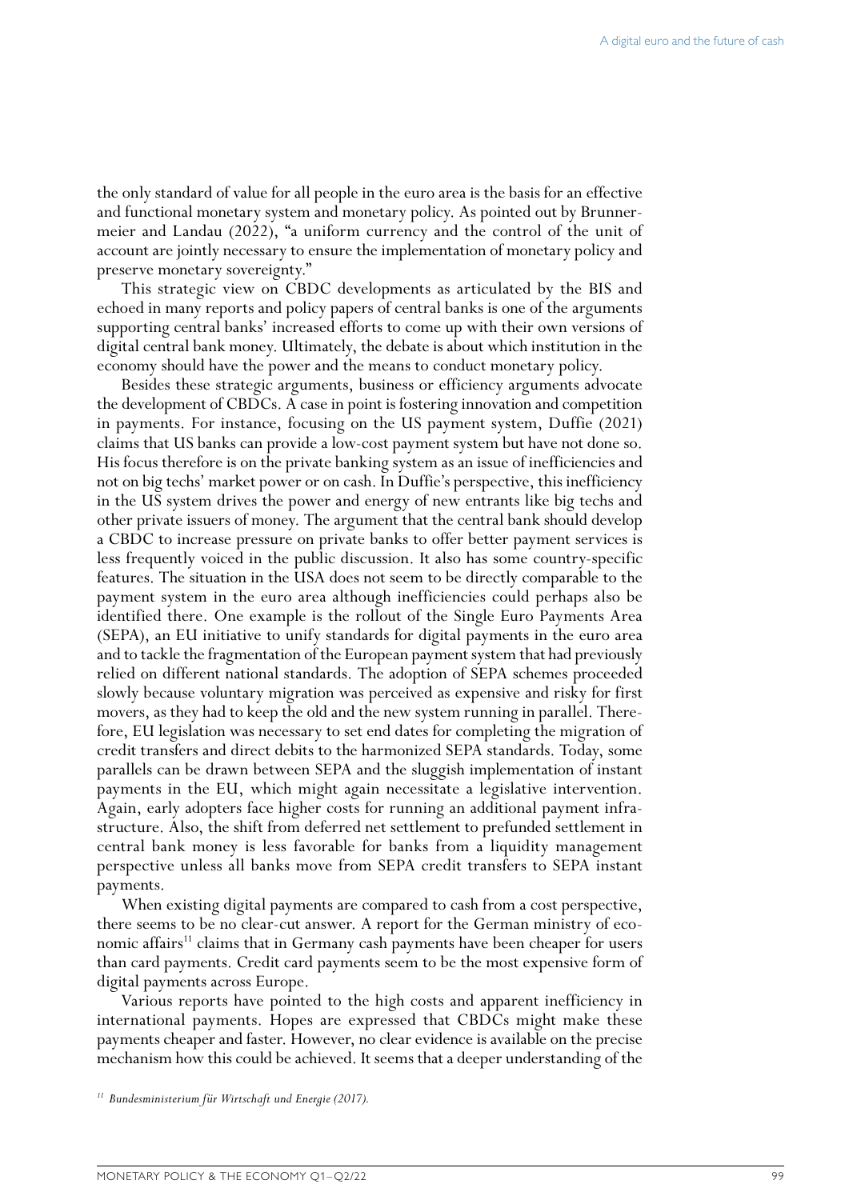the only standard of value for all people in the euro area is the basis for an effective and functional monetary system and monetary policy. As pointed out by Brunnermeier and Landau (2022), "a uniform currency and the control of the unit of account are jointly necessary to ensure the implementation of monetary policy and preserve monetary sovereignty."

This strategic view on CBDC developments as articulated by the BIS and echoed in many reports and policy papers of central banks is one of the arguments supporting central banks' increased efforts to come up with their own versions of digital central bank money. Ultimately, the debate is about which institution in the economy should have the power and the means to conduct monetary policy.

Besides these strategic arguments, business or efficiency arguments advocate the development of CBDCs. A case in point is fostering innovation and competition in payments. For instance, focusing on the US payment system, Duffie (2021) claims that US banks can provide a low-cost payment system but have not done so. His focus therefore is on the private banking system as an issue of inefficiencies and not on big techs' market power or on cash. In Duffie's perspective, this inefficiency in the US system drives the power and energy of new entrants like big techs and other private issuers of money. The argument that the central bank should develop a CBDC to increase pressure on private banks to offer better payment services is less frequently voiced in the public discussion. It also has some country-specific features. The situation in the USA does not seem to be directly comparable to the payment system in the euro area although inefficiencies could perhaps also be identified there. One example is the rollout of the Single Euro Payments Area (SEPA), an EU initiative to unify standards for digital payments in the euro area and to tackle the fragmentation of the European payment system that had previously relied on different national standards. The adoption of SEPA schemes proceeded slowly because voluntary migration was perceived as expensive and risky for first movers, as they had to keep the old and the new system running in parallel. Therefore, EU legislation was necessary to set end dates for completing the migration of credit transfers and direct debits to the harmonized SEPA standards. Today, some parallels can be drawn between SEPA and the sluggish implementation of instant payments in the EU, which might again necessitate a legislative intervention. Again, early adopters face higher costs for running an additional payment infrastructure. Also, the shift from deferred net settlement to prefunded settlement in central bank money is less favorable for banks from a liquidity management perspective unless all banks move from SEPA credit transfers to SEPA instant payments.

When existing digital payments are compared to cash from a cost perspective, there seems to be no clear-cut answer. A report for the German ministry of economic affairs[11] claims that in Germany cash payments have been cheaper for users than card payments. Credit card payments seem to be the most expensive form of digital payments across Europe.

Various reports have pointed to the high costs and apparent inefficiency in international payments. Hopes are expressed that CBDCs might make these payments cheaper and faster. However, no clear evidence is available on the precise mechanism how this could be achieved. It seems that a deeper understanding of the

[11] *Bundesministerium für Wirtschaft und Energie (2017).*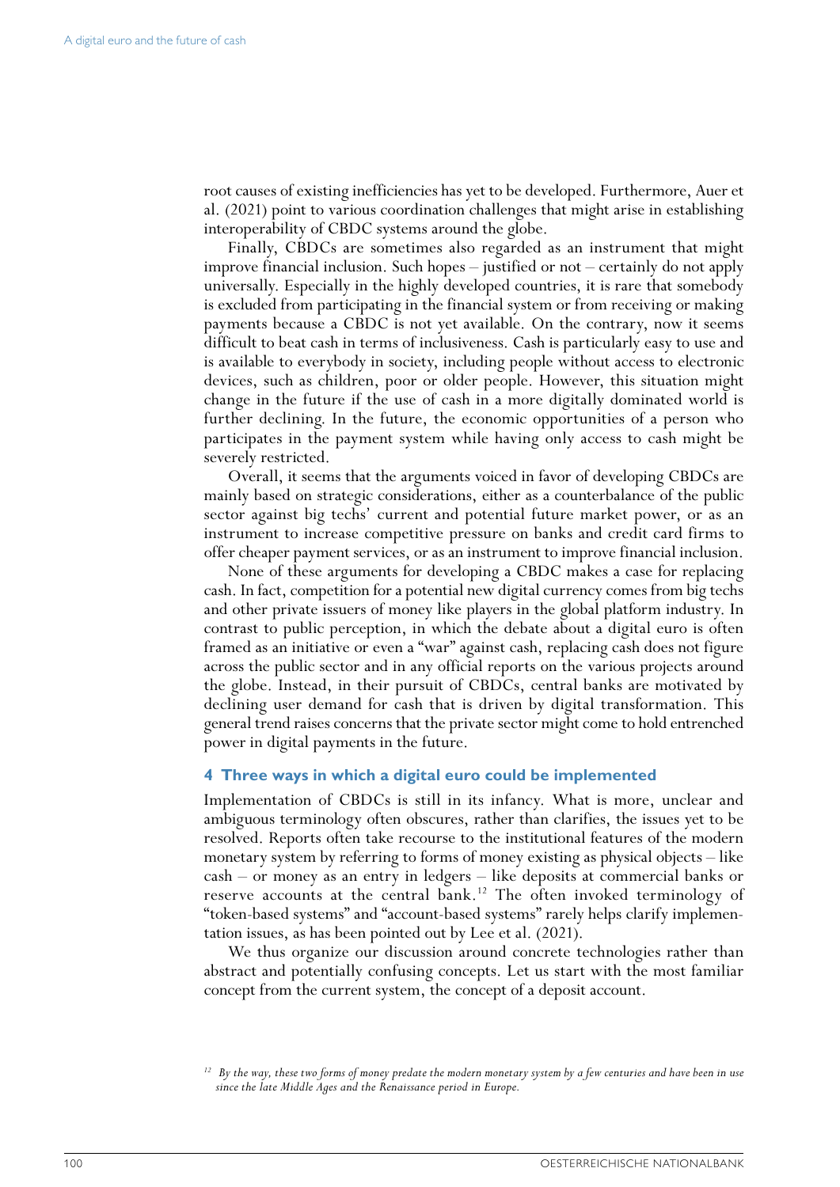root causes of existing inefficiencies has yet to be developed. Furthermore, Auer et al. (2021) point to various coordination challenges that might arise in establishing interoperability of CBDC systems around the globe.

Finally, CBDCs are sometimes also regarded as an instrument that might improve financial inclusion. Such hopes – justified or not – certainly do not apply universally. Especially in the highly developed countries, it is rare that somebody is excluded from participating in the financial system or from receiving or making payments because a CBDC is not yet available. On the contrary, now it seems difficult to beat cash in terms of inclusiveness. Cash is particularly easy to use and is available to everybody in society, including people without access to electronic devices, such as children, poor or older people. However, this situation might change in the future if the use of cash in a more digitally dominated world is further declining. In the future, the economic opportunities of a person who participates in the payment system while having only access to cash might be severely restricted.

Overall, it seems that the arguments voiced in favor of developing CBDCs are mainly based on strategic considerations, either as a counterbalance of the public sector against big techs' current and potential future market power, or as an instrument to increase competitive pressure on banks and credit card firms to offer cheaper payment services, or as an instrument to improve financial inclusion.

None of these arguments for developing a CBDC makes a case for replacing cash. In fact, competition for a potential new digital currency comes from big techs and other private issuers of money like players in the global platform industry. In contrast to public perception, in which the debate about a digital euro is often framed as an initiative or even a "war" against cash, replacing cash does not figure across the public sector and in any official reports on the various projects around the globe. Instead, in their pursuit of CBDCs, central banks are motivated by declining user demand for cash that is driven by digital transformation. This general trend raises concerns that the private sector might come to hold entrenched power in digital payments in the future.

## 4 Three ways in which a digital euro could be implemented

Implementation of CBDCs is still in its infancy. What is more, unclear and ambiguous terminology often obscures, rather than clarifies, the issues yet to be resolved. Reports often take recourse to the institutional features of the modern monetary system by referring to forms of money existing as physical objects – like cash – or money as an entry in ledgers – like deposits at commercial banks or reserve accounts at the central bank.[12] The often invoked terminology of "token-based systems" and "account-based systems" rarely helps clarify implementation issues, as has been pointed out by Lee et al. (2021).

We thus organize our discussion around concrete technologies rather than abstract and potentially confusing concepts. Let us start with the most familiar concept from the current system, the concept of a deposit account.

[12] *By the way, these two forms of money predate the modern monetary system by a few centuries and have been in use since the late Middle Ages and the Renaissance period in Europe.*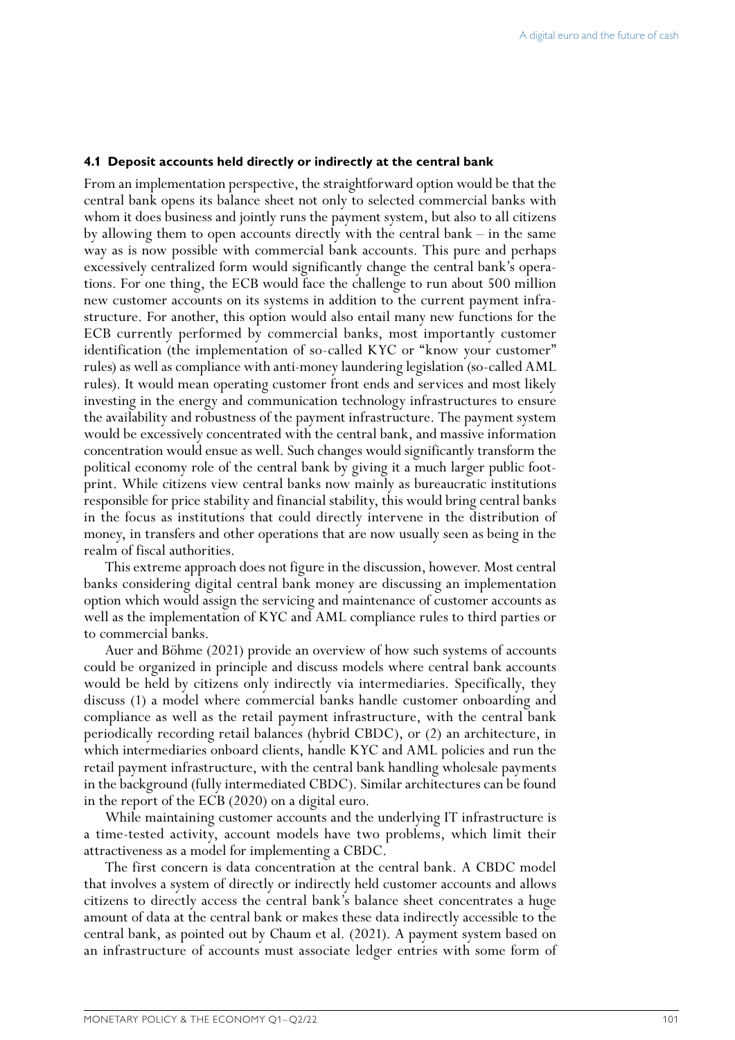### 4.1 Deposit accounts held directly or indirectly at the central bank

From an implementation perspective, the straightforward option would be that the central bank opens its balance sheet not only to selected commercial banks with whom it does business and jointly runs the payment system, but also to all citizens by allowing them to open accounts directly with the central bank – in the same way as is now possible with commercial bank accounts. This pure and perhaps excessively centralized form would significantly change the central bank's operations. For one thing, the ECB would face the challenge to run about 500 million new customer accounts on its systems in addition to the current payment infrastructure. For another, this option would also entail many new functions for the ECB currently performed by commercial banks, most importantly customer identification (the implementation of so-called KYC or "know your customer" rules) as well as compliance with anti-money laundering legislation (so-called AML rules). It would mean operating customer front ends and services and most likely investing in the energy and communication technology infrastructures to ensure the availability and robustness of the payment infrastructure. The payment system would be excessively concentrated with the central bank, and massive information concentration would ensue as well. Such changes would significantly transform the political economy role of the central bank by giving it a much larger public footprint. While citizens view central banks now mainly as bureaucratic institutions responsible for price stability and financial stability, this would bring central banks in the focus as institutions that could directly intervene in the distribution of money, in transfers and other operations that are now usually seen as being in the realm of fiscal authorities.

This extreme approach does not figure in the discussion, however. Most central banks considering digital central bank money are discussing an implementation option which would assign the servicing and maintenance of customer accounts as well as the implementation of KYC and AML compliance rules to third parties or to commercial banks.

Auer and Böhme (2021) provide an overview of how such systems of accounts could be organized in principle and discuss models where central bank accounts would be held by citizens only indirectly via intermediaries. Specifically, they discuss (1) a model where commercial banks handle customer onboarding and compliance as well as the retail payment infrastructure, with the central bank periodically recording retail balances (hybrid CBDC), or (2) an architecture, in which intermediaries onboard clients, handle KYC and AML policies and run the retail payment infrastructure, with the central bank handling wholesale payments in the background (fully intermediated CBDC). Similar architectures can be found in the report of the ECB (2020) on a digital euro.

While maintaining customer accounts and the underlying IT infrastructure is a time-tested activity, account models have two problems, which limit their attractiveness as a model for implementing a CBDC.

The first concern is data concentration at the central bank. A CBDC model that involves a system of directly or indirectly held customer accounts and allows citizens to directly access the central bank's balance sheet concentrates a huge amount of data at the central bank or makes these data indirectly accessible to the central bank, as pointed out by Chaum et al. (2021). A payment system based on an infrastructure of accounts must associate ledger entries with some form of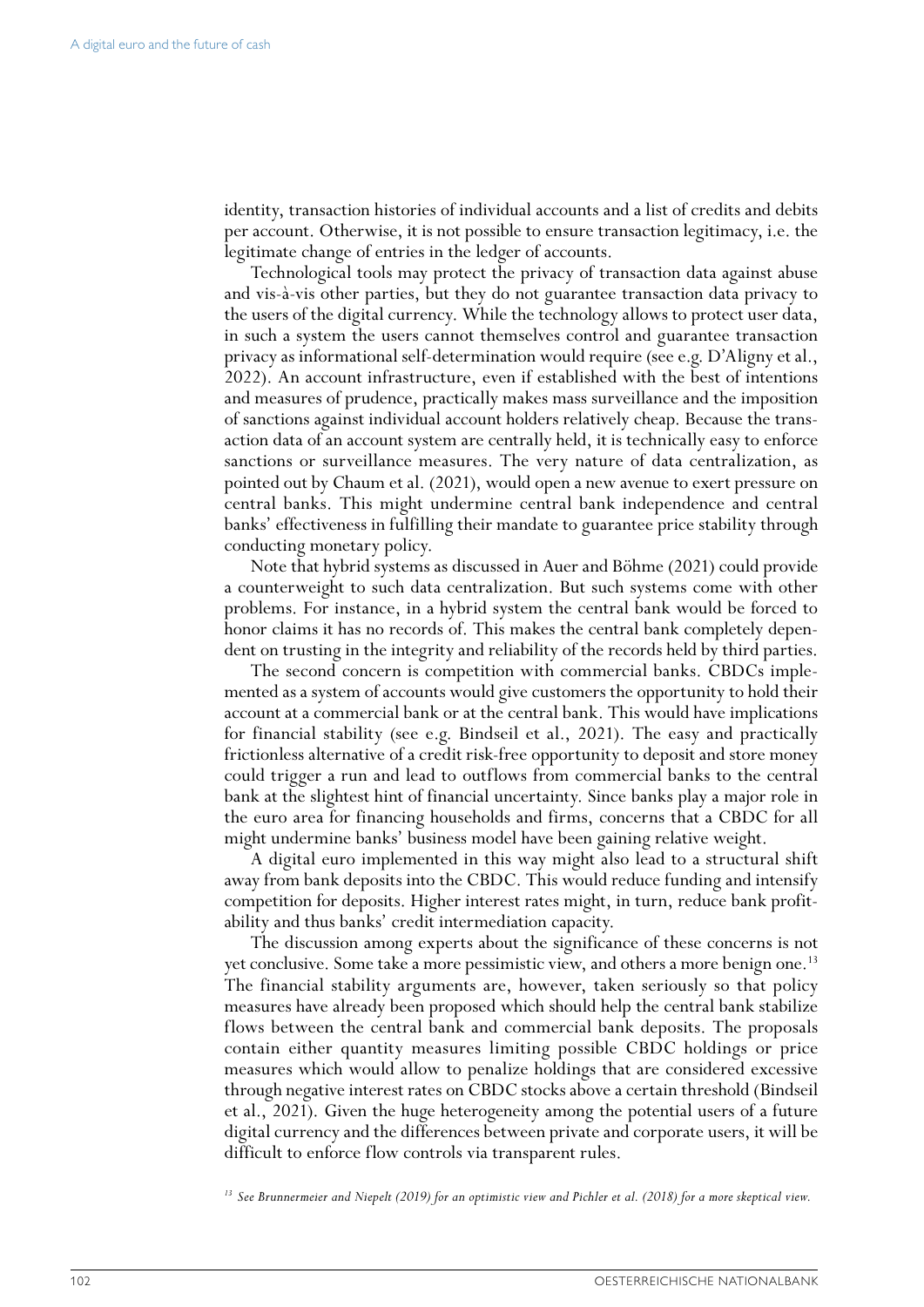identity, transaction histories of individual accounts and a list of credits and debits per account. Otherwise, it is not possible to ensure transaction legitimacy, i.e. the legitimate change of entries in the ledger of accounts.

Technological tools may protect the privacy of transaction data against abuse and vis-à-vis other parties, but they do not guarantee transaction data privacy to the users of the digital currency. While the technology allows to protect user data, in such a system the users cannot themselves control and guarantee transaction privacy as informational self-determination would require (see e.g. D'Aligny et al., 2022). An account infrastructure, even if established with the best of intentions and measures of prudence, practically makes mass surveillance and the imposition of sanctions against individual account holders relatively cheap. Because the transaction data of an account system are centrally held, it is technically easy to enforce sanctions or surveillance measures. The very nature of data centralization, as pointed out by Chaum et al. (2021), would open a new avenue to exert pressure on central banks. This might undermine central bank independence and central banks' effectiveness in fulfilling their mandate to guarantee price stability through conducting monetary policy.

Note that hybrid systems as discussed in Auer and Böhme (2021) could provide a counterweight to such data centralization. But such systems come with other problems. For instance, in a hybrid system the central bank would be forced to honor claims it has no records of. This makes the central bank completely dependent on trusting in the integrity and reliability of the records held by third parties.

The second concern is competition with commercial banks. CBDCs implemented as a system of accounts would give customers the opportunity to hold their account at a commercial bank or at the central bank. This would have implications for financial stability (see e.g. Bindseil et al., 2021). The easy and practically frictionless alternative of a credit risk-free opportunity to deposit and store money could trigger a run and lead to outflows from commercial banks to the central bank at the slightest hint of financial uncertainty. Since banks play a major role in the euro area for financing households and firms, concerns that a CBDC for all might undermine banks' business model have been gaining relative weight.

A digital euro implemented in this way might also lead to a structural shift away from bank deposits into the CBDC. This would reduce funding and intensify competition for deposits. Higher interest rates might, in turn, reduce bank profitability and thus banks' credit intermediation capacity.

The discussion among experts about the significance of these concerns is not yet conclusive. Some take a more pessimistic view, and others a more benign one.[13] The financial stability arguments are, however, taken seriously so that policy measures have already been proposed which should help the central bank stabilize flows between the central bank and commercial bank deposits. The proposals contain either quantity measures limiting possible CBDC holdings or price measures which would allow to penalize holdings that are considered excessive through negative interest rates on CBDC stocks above a certain threshold (Bindseil et al., 2021). Given the huge heterogeneity among the potential users of a future digital currency and the differences between private and corporate users, it will be difficult to enforce flow controls via transparent rules.

[13] *See Brunnermeier and Niepelt (2019) for an optimistic view and Pichler et al. (2018) for a more skeptical view.*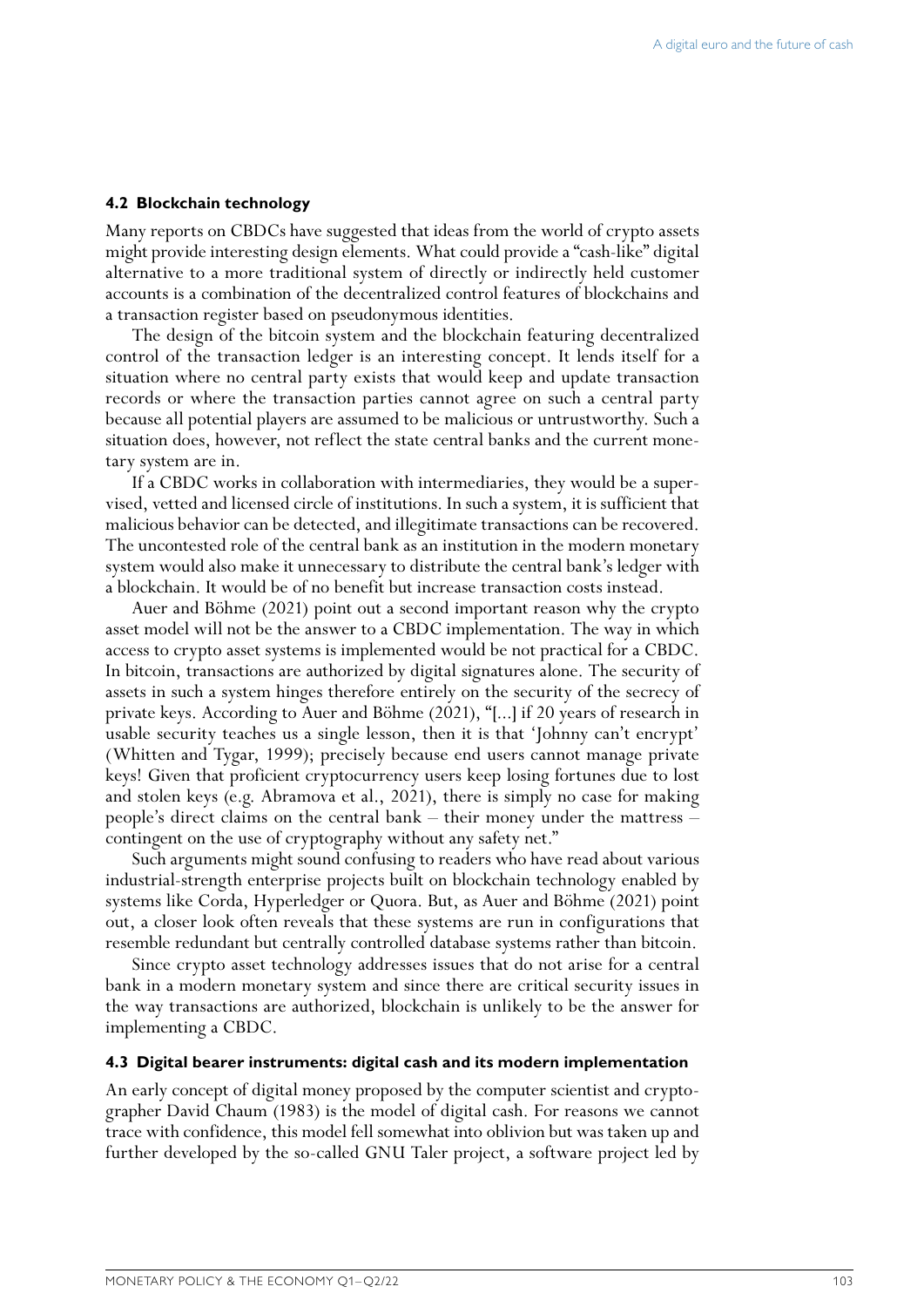### 4.2 Blockchain technology

Many reports on CBDCs have suggested that ideas from the world of crypto assets might provide interesting design elements. What could provide a "cash-like" digital alternative to a more traditional system of directly or indirectly held customer accounts is a combination of the decentralized control features of blockchains and a transaction register based on pseudonymous identities.

The design of the bitcoin system and the blockchain featuring decentralized control of the transaction ledger is an interesting concept. It lends itself for a situation where no central party exists that would keep and update transaction records or where the transaction parties cannot agree on such a central party because all potential players are assumed to be malicious or untrustworthy. Such a situation does, however, not reflect the state central banks and the current monetary system are in.

If a CBDC works in collaboration with intermediaries, they would be a supervised, vetted and licensed circle of institutions. In such a system, it is sufficient that malicious behavior can be detected, and illegitimate transactions can be recovered. The uncontested role of the central bank as an institution in the modern monetary system would also make it unnecessary to distribute the central bank's ledger with a blockchain. It would be of no benefit but increase transaction costs instead.

Auer and Böhme (2021) point out a second important reason why the crypto asset model will not be the answer to a CBDC implementation. The way in which access to crypto asset systems is implemented would be not practical for a CBDC. In bitcoin, transactions are authorized by digital signatures alone. The security of assets in such a system hinges therefore entirely on the security of the secrecy of private keys. According to Auer and Böhme (2021), "[...] if 20 years of research in usable security teaches us a single lesson, then it is that 'Johnny can't encrypt' (Whitten and Tygar, 1999); precisely because end users cannot manage private keys! Given that proficient cryptocurrency users keep losing fortunes due to lost and stolen keys (e.g. Abramova et al., 2021), there is simply no case for making people's direct claims on the central bank – their money under the mattress – contingent on the use of cryptography without any safety net."

Such arguments might sound confusing to readers who have read about various industrial-strength enterprise projects built on blockchain technology enabled by systems like Corda, Hyperledger or Quora. But, as Auer and Böhme (2021) point out, a closer look often reveals that these systems are run in configurations that resemble redundant but centrally controlled database systems rather than bitcoin.

Since crypto asset technology addresses issues that do not arise for a central bank in a modern monetary system and since there are critical security issues in the way transactions are authorized, blockchain is unlikely to be the answer for implementing a CBDC.

### 4.3 Digital bearer instruments: digital cash and its modern implementation

An early concept of digital money proposed by the computer scientist and cryptographer David Chaum (1983) is the model of digital cash. For reasons we cannot trace with confidence, this model fell somewhat into oblivion but was taken up and further developed by the so-called GNU Taler project, a software project led by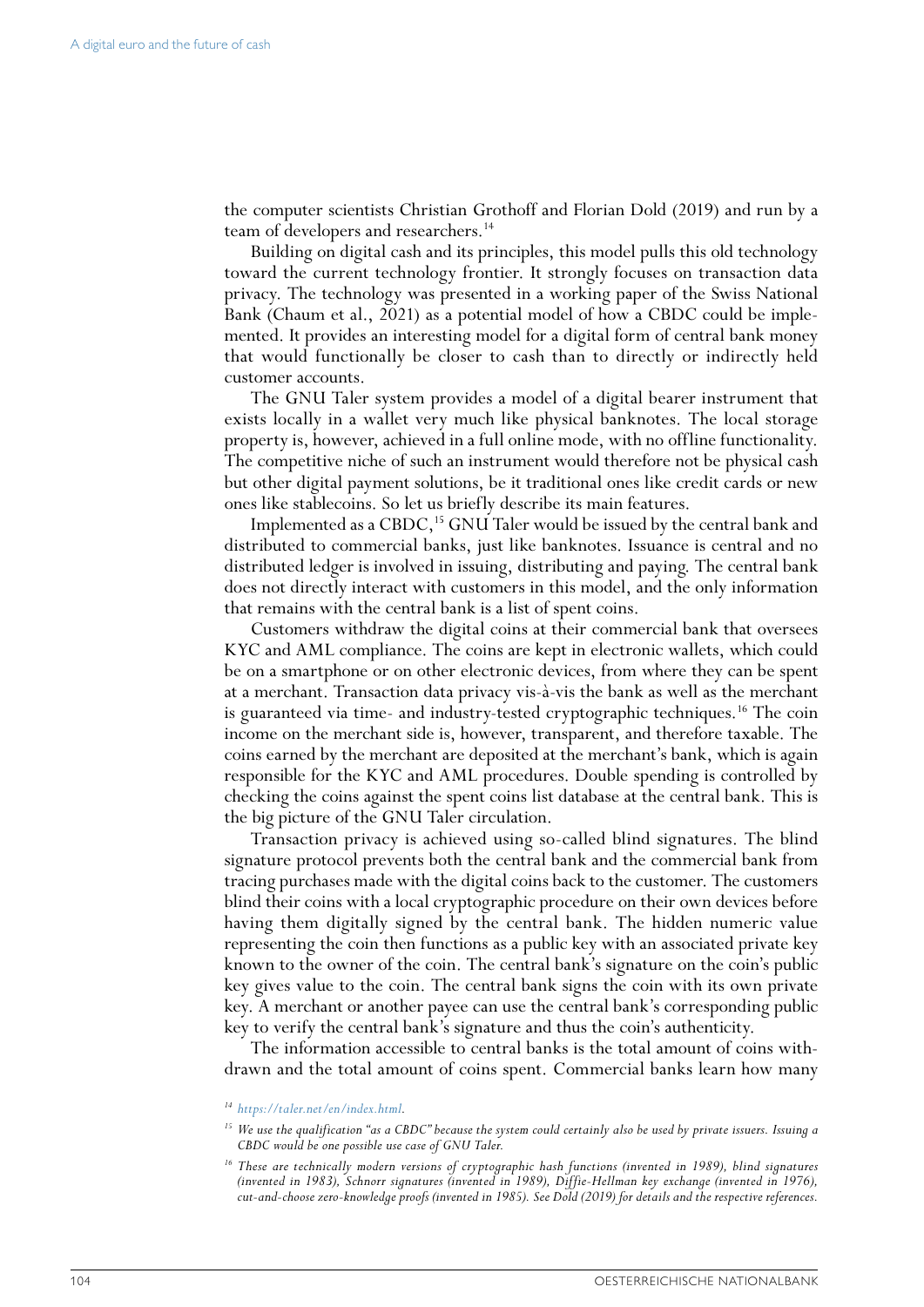the computer scientists Christian Grothoff and Florian Dold (2019) and run by a team of developers and researchers.[14]

Building on digital cash and its principles, this model pulls this old technology toward the current technology frontier. It strongly focuses on transaction data privacy. The technology was presented in a working paper of the Swiss National Bank (Chaum et al., 2021) as a potential model of how a CBDC could be implemented. It provides an interesting model for a digital form of central bank money that would functionally be closer to cash than to directly or indirectly held customer accounts.

The GNU Taler system provides a model of a digital bearer instrument that exists locally in a wallet very much like physical banknotes. The local storage property is, however, achieved in a full online mode, with no offline functionality. The competitive niche of such an instrument would therefore not be physical cash but other digital payment solutions, be it traditional ones like credit cards or new ones like stablecoins. So let us briefly describe its main features.

Implemented as a CBDC,[15] GNU Taler would be issued by the central bank and distributed to commercial banks, just like banknotes. Issuance is central and no distributed ledger is involved in issuing, distributing and paying. The central bank does not directly interact with customers in this model, and the only information that remains with the central bank is a list of spent coins.

Customers withdraw the digital coins at their commercial bank that oversees KYC and AML compliance. The coins are kept in electronic wallets, which could be on a smartphone or on other electronic devices, from where they can be spent at a merchant. Transaction data privacy vis-à-vis the bank as well as the merchant is guaranteed via time- and industry-tested cryptographic techniques.[16] The coin income on the merchant side is, however, transparent, and therefore taxable. The coins earned by the merchant are deposited at the merchant's bank, which is again responsible for the KYC and AML procedures. Double spending is controlled by checking the coins against the spent coins list database at the central bank. This is the big picture of the GNU Taler circulation.

Transaction privacy is achieved using so-called blind signatures. The blind signature protocol prevents both the central bank and the commercial bank from tracing purchases made with the digital coins back to the customer. The customers blind their coins with a local cryptographic procedure on their own devices before having them digitally signed by the central bank. The hidden numeric value representing the coin then functions as a public key with an associated private key known to the owner of the coin. The central bank's signature on the coin's public key gives value to the coin. The central bank signs the coin with its own private key. A merchant or another payee can use the central bank's corresponding public key to verify the central bank's signature and thus the coin's authenticity.

The information accessible to central banks is the total amount of coins withdrawn and the total amount of coins spent. Commercial banks learn how many

[14] *https://taler.net/en/index.html.*

[15] *We use the qualification "as a CBDC" because the system could certainly also be used by private issuers. Issuing a CBDC would be one possible use case of GNU Taler.*

[16] *These are technically modern versions of cryptographic hash functions (invented in 1989), blind signatures (invented in 1983), Schnorr signatures (invented in 1989), Diffie-Hellman key exchange (invented in 1976), cut-and-choose zero-knowledge proofs (invented in 1985). See Dold (2019) for details and the respective references.*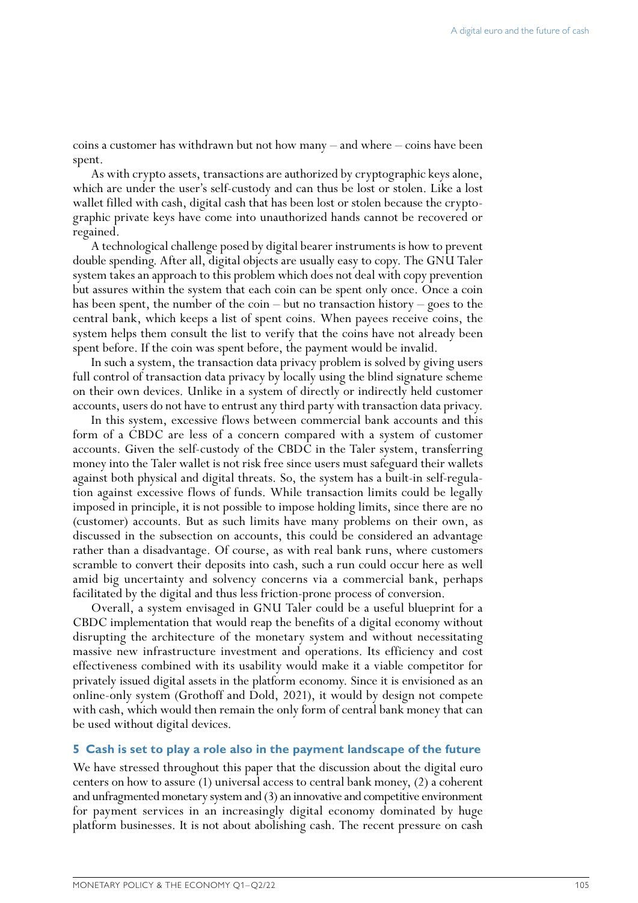coins a customer has withdrawn but not how many – and where – coins have been spent.

As with crypto assets, transactions are authorized by cryptographic keys alone, which are under the user's self-custody and can thus be lost or stolen. Like a lost wallet filled with cash, digital cash that has been lost or stolen because the cryptographic private keys have come into unauthorized hands cannot be recovered or regained.

A technological challenge posed by digital bearer instruments is how to prevent double spending. After all, digital objects are usually easy to copy. The GNU Taler system takes an approach to this problem which does not deal with copy prevention but assures within the system that each coin can be spent only once. Once a coin has been spent, the number of the coin – but no transaction history – goes to the central bank, which keeps a list of spent coins. When payees receive coins, the system helps them consult the list to verify that the coins have not already been spent before. If the coin was spent before, the payment would be invalid.

In such a system, the transaction data privacy problem is solved by giving users full control of transaction data privacy by locally using the blind signature scheme on their own devices. Unlike in a system of directly or indirectly held customer accounts, users do not have to entrust any third party with transaction data privacy.

In this system, excessive flows between commercial bank accounts and this form of a CBDC are less of a concern compared with a system of customer accounts. Given the self-custody of the CBDC in the Taler system, transferring money into the Taler wallet is not risk free since users must safeguard their wallets against both physical and digital threats. So, the system has a built-in self-regulation against excessive flows of funds. While transaction limits could be legally imposed in principle, it is not possible to impose holding limits, since there are no (customer) accounts. But as such limits have many problems on their own, as discussed in the subsection on accounts, this could be considered an advantage rather than a disadvantage. Of course, as with real bank runs, where customers scramble to convert their deposits into cash, such a run could occur here as well amid big uncertainty and solvency concerns via a commercial bank, perhaps facilitated by the digital and thus less friction-prone process of conversion.

Overall, a system envisaged in GNU Taler could be a useful blueprint for a CBDC implementation that would reap the benefits of a digital economy without disrupting the architecture of the monetary system and without necessitating massive new infrastructure investment and operations. Its efficiency and cost effectiveness combined with its usability would make it a viable competitor for privately issued digital assets in the platform economy. Since it is envisioned as an online-only system (Grothoff and Dold, 2021), it would by design not compete with cash, which would then remain the only form of central bank money that can be used without digital devices.

## 5 Cash is set to play a role also in the payment landscape of the future

We have stressed throughout this paper that the discussion about the digital euro centers on how to assure (1) universal access to central bank money, (2) a coherent and unfragmented monetary system and (3) an innovative and competitive environment for payment services in an increasingly digital economy dominated by huge platform businesses. It is not about abolishing cash. The recent pressure on cash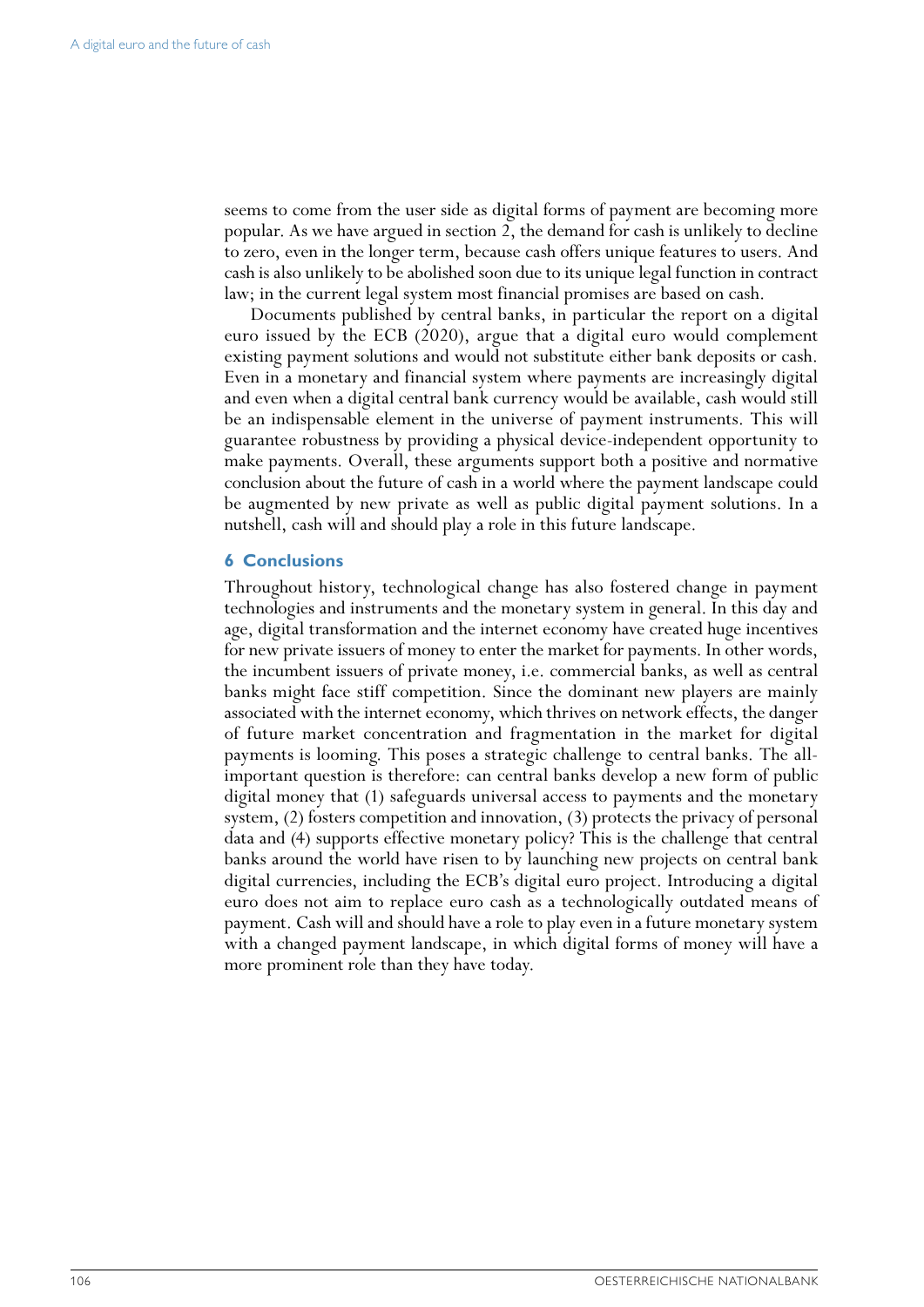seems to come from the user side as digital forms of payment are becoming more popular. As we have argued in section 2, the demand for cash is unlikely to decline to zero, even in the longer term, because cash offers unique features to users. And cash is also unlikely to be abolished soon due to its unique legal function in contract law; in the current legal system most financial promises are based on cash.

Documents published by central banks, in particular the report on a digital euro issued by the ECB (2020), argue that a digital euro would complement existing payment solutions and would not substitute either bank deposits or cash. Even in a monetary and financial system where payments are increasingly digital and even when a digital central bank currency would be available, cash would still be an indispensable element in the universe of payment instruments. This will guarantee robustness by providing a physical device-independent opportunity to make payments. Overall, these arguments support both a positive and normative conclusion about the future of cash in a world where the payment landscape could be augmented by new private as well as public digital payment solutions. In a nutshell, cash will and should play a role in this future landscape.

## 6 Conclusions

Throughout history, technological change has also fostered change in payment technologies and instruments and the monetary system in general. In this day and age, digital transformation and the internet economy have created huge incentives for new private issuers of money to enter the market for payments. In other words, the incumbent issuers of private money, i.e. commercial banks, as well as central banks might face stiff competition. Since the dominant new players are mainly associated with the internet economy, which thrives on network effects, the danger of future market concentration and fragmentation in the market for digital payments is looming. This poses a strategic challenge to central banks. The all-important question is therefore: can central banks develop a new form of public digital money that (1) safeguards universal access to payments and the monetary system, (2) fosters competition and innovation, (3) protects the privacy of personal data and (4) supports effective monetary policy? This is the challenge that central banks around the world have risen to by launching new projects on central bank digital currencies, including the ECB's digital euro project. Introducing a digital euro does not aim to replace euro cash as a technologically outdated means of payment. Cash will and should have a role to play even in a future monetary system with a changed payment landscape, in which digital forms of money will have a more prominent role than they have today.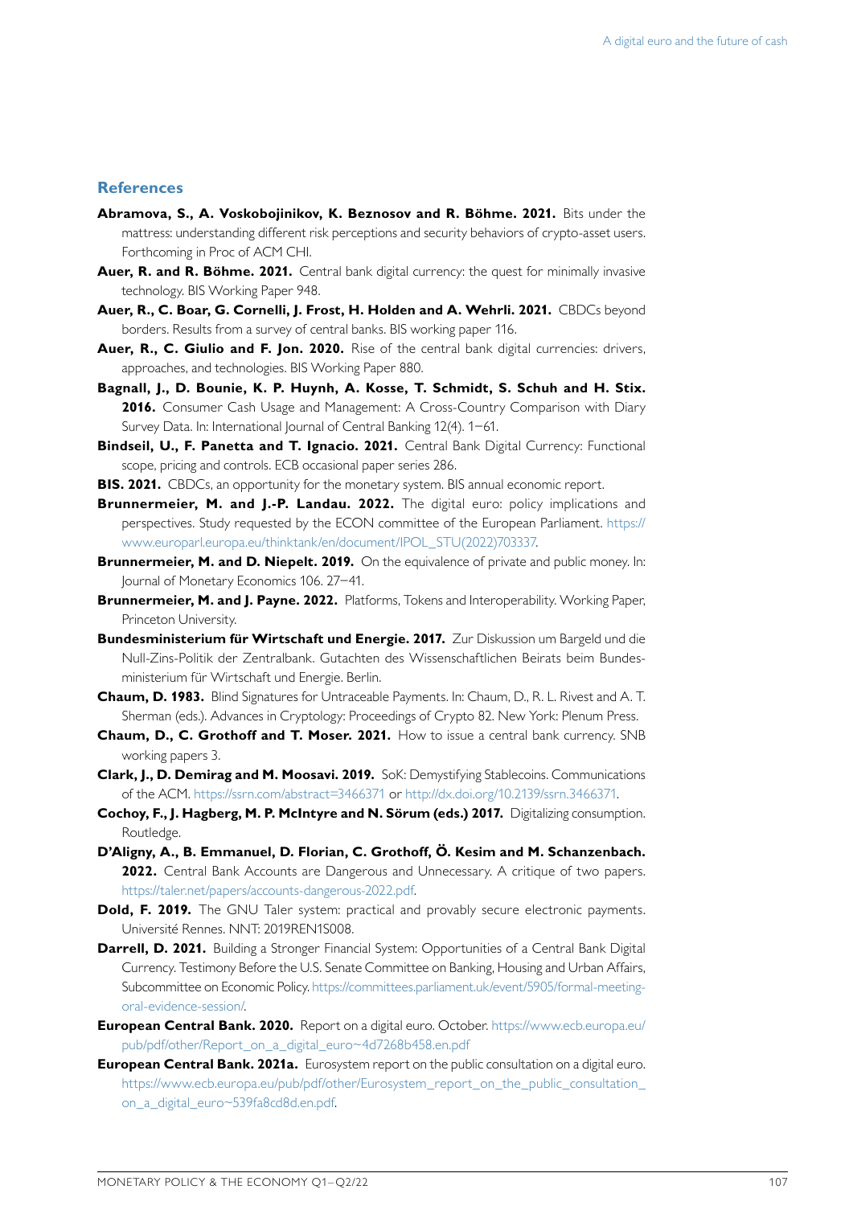## References

**Abramova, S., A. Voskobojinikov, K. Beznosov and R. Böhme. 2021.** Bits under the mattress: understanding different risk perceptions and security behaviors of crypto-asset users. Forthcoming in Proc of ACM CHI.

**Auer, R. and R. Böhme. 2021.** Central bank digital currency: the quest for minimally invasive technology. BIS Working Paper 948.

**Auer, R., C. Boar, G. Cornelli, J. Frost, H. Holden and A. Wehrli. 2021.** CBDCs beyond borders. Results from a survey of central banks. BIS working paper 116.

**Auer, R., C. Giulio and F. Jon. 2020.** Rise of the central bank digital currencies: drivers, approaches, and technologies. BIS Working Paper 880.

**Bagnall, J., D. Bounie, K. P. Huynh, A. Kosse, T. Schmidt, S. Schuh and H. Stix. 2016.** Consumer Cash Usage and Management: A Cross-Country Comparison with Diary Survey Data. In: International Journal of Central Banking 12(4). 1–61.

**Bindseil, U., F. Panetta and T. Ignacio. 2021.** Central Bank Digital Currency: Functional scope, pricing and controls. ECB occasional paper series 286.

**BIS. 2021.** CBDCs, an opportunity for the monetary system. BIS annual economic report.

**Brunnermeier, M. and J.-P. Landau. 2022.** The digital euro: policy implications and perspectives. Study requested by the ECON committee of the European Parliament. https://www.europarl.europa.eu/thinktank/en/document/IPOL_STU(2022)703337.

**Brunnermeier, M. and D. Niepelt. 2019.** On the equivalence of private and public money. In: Journal of Monetary Economics 106. 27–41.

**Brunnermeier, M. and J. Payne. 2022.** Platforms, Tokens and Interoperability. Working Paper, Princeton University.

**Bundesministerium für Wirtschaft und Energie. 2017.** Zur Diskussion um Bargeld und die Null-Zins-Politik der Zentralbank. Gutachten des Wissenschaftlichen Beirats beim Bundesministerium für Wirtschaft und Energie. Berlin.

**Chaum, D. 1983.** Blind Signatures for Untraceable Payments. In: Chaum, D., R. L. Rivest and A. T. Sherman (eds.). Advances in Cryptology: Proceedings of Crypto 82. New York: Plenum Press.

**Chaum, D., C. Grothoff and T. Moser. 2021.** How to issue a central bank currency. SNB working papers 3.

**Clark, J., D. Demirag and M. Moosavi. 2019.** SoK: Demystifying Stablecoins. Communications of the ACM. https://ssrn.com/abstract=3466371 or http://dx.doi.org/10.2139/ssrn.3466371.

**Cochoy, F., J. Hagberg, M. P. McIntyre and N. Sörum (eds.) 2017.** Digitalizing consumption. Routledge.

**D'Aligny, A., B. Emmanuel, D. Florian, C. Grothoff, Ö. Kesim and M. Schanzenbach. 2022.** Central Bank Accounts are Dangerous and Unnecessary. A critique of two papers. https://taler.net/papers/accounts-dangerous-2022.pdf.

**Dold, F. 2019.** The GNU Taler system: practical and provably secure electronic payments. Université Rennes. NNT: 2019REN1S008.

**Darrell, D. 2021.** Building a Stronger Financial System: Opportunities of a Central Bank Digital Currency. Testimony Before the U.S. Senate Committee on Banking, Housing and Urban Affairs, Subcommittee on Economic Policy. https://committees.parliament.uk/event/5905/formal-meeting-oral-evidence-session/.

**European Central Bank. 2020.** Report on a digital euro. October. https://www.ecb.europa.eu/pub/pdf/other/Report_on_a_digital_euro~4d7268b458.en.pdf

**European Central Bank. 2021a.** Eurosystem report on the public consultation on a digital euro. https://www.ecb.europa.eu/pub/pdf/other/Eurosystem_report_on_the_public_consultation_on_a_digital_euro~539fa8cd8d.en.pdf.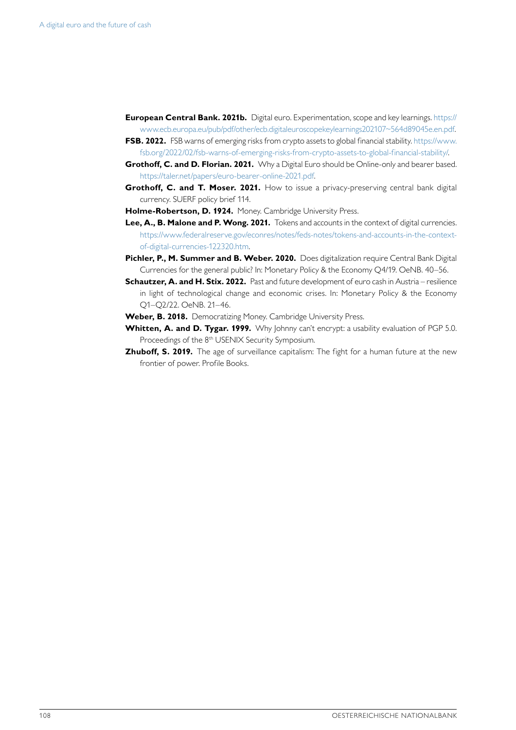**European Central Bank. 2021b.** Digital euro. Experimentation, scope and key learnings. https://www.ecb.europa.eu/pub/pdf/other/ecb.digitaleuroscopekeylearnings202107~564d89045e.en.pdf.

**FSB. 2022.** FSB warns of emerging risks from crypto assets to global financial stability. https://www.fsb.org/2022/02/fsb-warns-of-emerging-risks-from-crypto-assets-to-global-financial-stability/.

**Grothoff, C. and D. Florian. 2021.** Why a Digital Euro should be Online-only and bearer based. https://taler.net/papers/euro-bearer-online-2021.pdf.

**Grothoff, C. and T. Moser. 2021.** How to issue a privacy-preserving central bank digital currency. SUERF policy brief 114.

**Holme-Robertson, D. 1924.** Money. Cambridge University Press.

**Lee, A., B. Malone and P. Wong. 2021.** Tokens and accounts in the context of digital currencies. https://www.federalreserve.gov/econres/notes/feds-notes/tokens-and-accounts-in-the-context-of-digital-currencies-122320.htm.

**Pichler, P., M. Summer and B. Weber. 2020.** Does digitalization require Central Bank Digital Currencies for the general public? In: Monetary Policy & the Economy Q4/19. OeNB. 40–56.

**Schautzer, A. and H. Stix. 2022.** Past and future development of euro cash in Austria – resilience in light of technological change and economic crises. In: Monetary Policy & the Economy Q1–Q2/22. OeNB. 21–46.

**Weber, B. 2018.** Democratizing Money. Cambridge University Press.

**Whitten, A. and D. Tygar. 1999.** Why Johnny can't encrypt: a usability evaluation of PGP 5.0. Proceedings of the 8th USENIX Security Symposium.

**Zhuboff, S. 2019.** The age of surveillance capitalism: The fight for a human future at the new frontier of power. Profile Books.